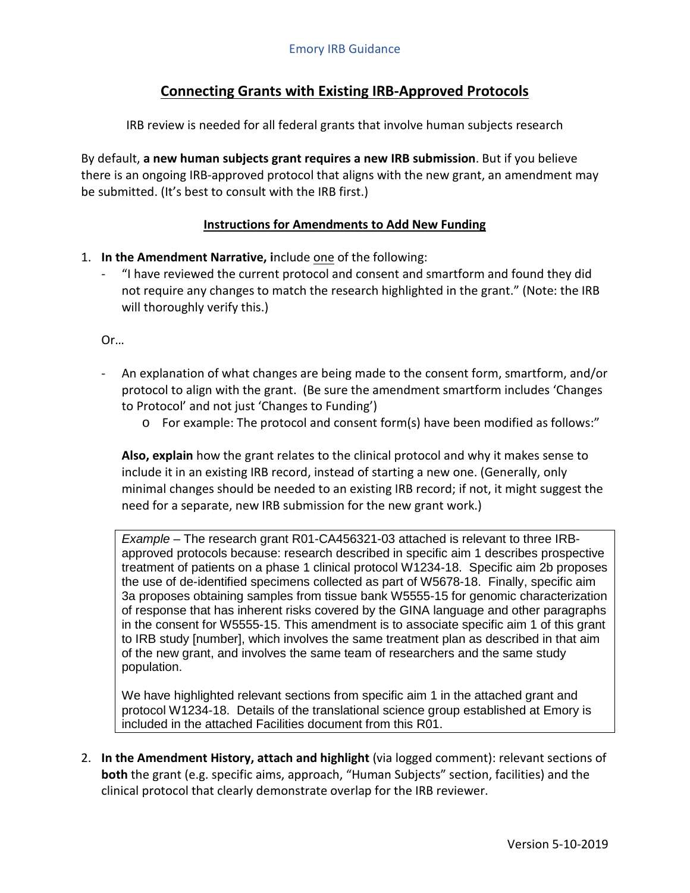Emory IRB Guidance

# Connecting Grants with Existing IRB-Approved Protocols

IRB review is needed for all federal grants that involve human subjects research

By default, **a new human subjects grant requires a new IRB submission**. But if you believe there is an ongoing IRB-approved protocol that aligns with the new grant, an amendment may be submitted. (It's best to consult with the IRB first.)

## Instructions for Amendments to Add New Funding

1. **In the Amendment Narrative, i**nclude one of the following:
   - "I have reviewed the current protocol and consent and smartform and found they did not require any changes to match the research highlighted in the grant." (Note: the IRB will thoroughly verify this.)

   Or…

   - An explanation of what changes are being made to the consent form, smartform, and/or protocol to align with the grant. (Be sure the amendment smartform includes 'Changes to Protocol' and not just 'Changes to Funding')
     - For example: The protocol and consent form(s) have been modified as follows:"

   **Also, explain** how the grant relates to the clinical protocol and why it makes sense to include it in an existing IRB record, instead of starting a new one. (Generally, only minimal changes should be needed to an existing IRB record; if not, it might suggest the need for a separate, new IRB submission for the new grant work.)

   > *Example* – The research grant R01-CA456321-03 attached is relevant to three IRB-approved protocols because: research described in specific aim 1 describes prospective treatment of patients on a phase 1 clinical protocol W1234-18. Specific aim 2b proposes the use of de-identified specimens collected as part of W5678-18. Finally, specific aim 3a proposes obtaining samples from tissue bank W5555-15 for genomic characterization of response that has inherent risks covered by the GINA language and other paragraphs in the consent for W5555-15. This amendment is to associate specific aim 1 of this grant to IRB study [number], which involves the same treatment plan as described in that aim of the new grant, and involves the same team of researchers and the same study population.
   >
   > We have highlighted relevant sections from specific aim 1 in the attached grant and protocol W1234-18. Details of the translational science group established at Emory is included in the attached Facilities document from this R01.

2. **In the Amendment History, attach and highlight** (via logged comment): relevant sections of **both** the grant (e.g. specific aims, approach, "Human Subjects" section, facilities) and the clinical protocol that clearly demonstrate overlap for the IRB reviewer.

Version 5-10-2019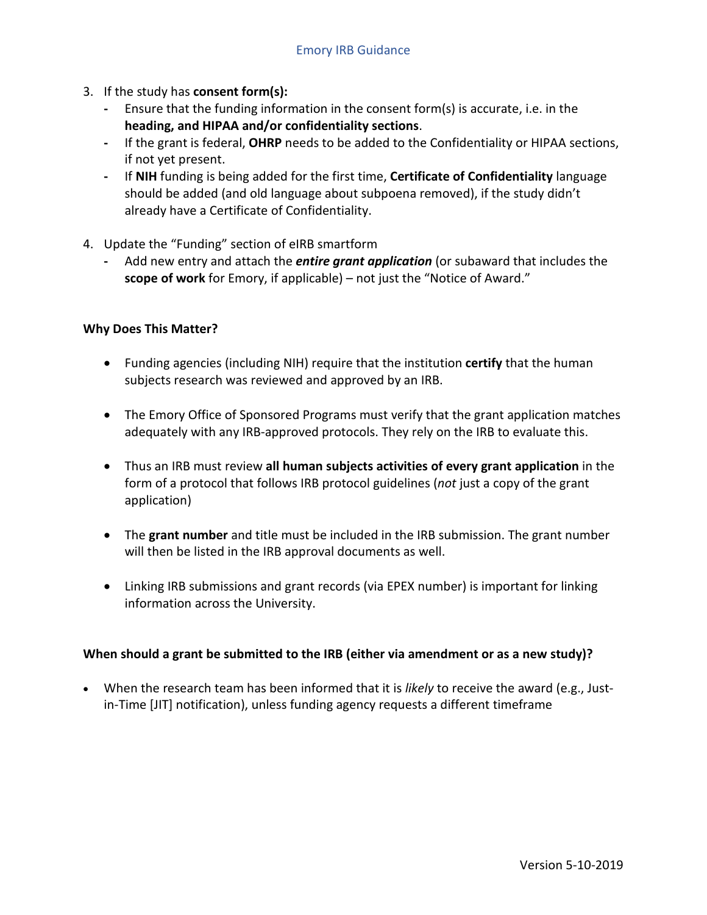3. If the study has **consent form(s):**
   - Ensure that the funding information in the consent form(s) is accurate, i.e. in the **heading, and HIPAA and/or confidentiality sections**.
   - If the grant is federal, **OHRP** needs to be added to the Confidentiality or HIPAA sections, if not yet present.
   - If **NIH** funding is being added for the first time, **Certificate of Confidentiality** language should be added (and old language about subpoena removed), if the study didn't already have a Certificate of Confidentiality.

4. Update the "Funding" section of eIRB smartform
   - Add new entry and attach the ***entire grant application*** (or subaward that includes the **scope of work** for Emory, if applicable) – not just the "Notice of Award."

**Why Does This Matter?**

- Funding agencies (including NIH) require that the institution **certify** that the human subjects research was reviewed and approved by an IRB.

- The Emory Office of Sponsored Programs must verify that the grant application matches adequately with any IRB-approved protocols. They rely on the IRB to evaluate this.

- Thus an IRB must review **all human subjects activities of every grant application** in the form of a protocol that follows IRB protocol guidelines (*not* just a copy of the grant application)

- The **grant number** and title must be included in the IRB submission. The grant number will then be listed in the IRB approval documents as well.

- Linking IRB submissions and grant records (via EPEX number) is important for linking information across the University.

**When should a grant be submitted to the IRB (either via amendment or as a new study)?**

- When the research team has been informed that it is *likely* to receive the award (e.g., Just-in-Time [JIT] notification), unless funding agency requests a different timeframe

Version 5-10-2019